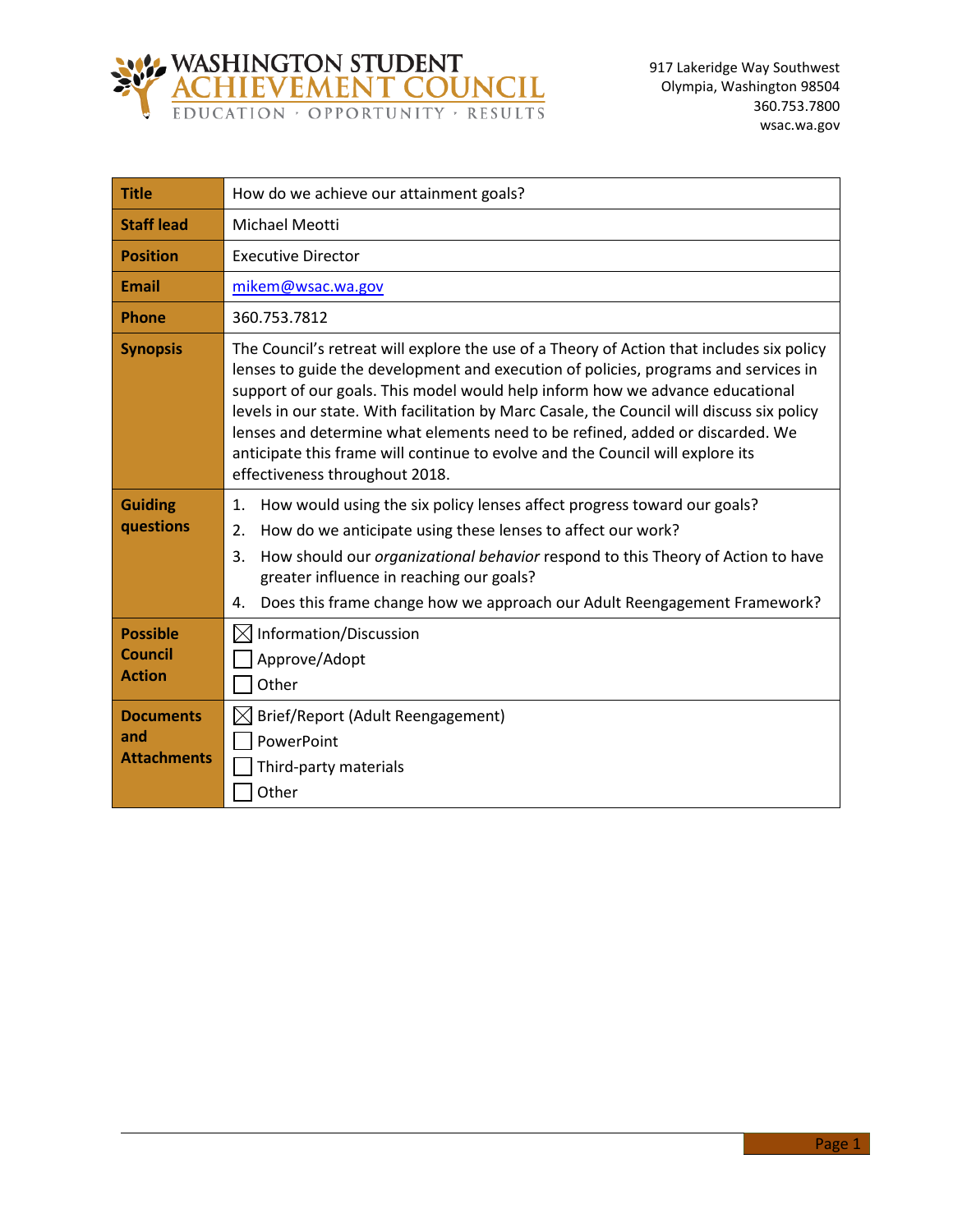**WASHINGTON STUDENT ACHIEVEMENT COUNCIL**
EDUCATION · OPPORTUNITY · RESULTS

917 Lakeridge Way Southwest
Olympia, Washington 98504
360.753.7800
wsac.wa.gov

| **Title** | How do we achieve our attainment goals? |
|---|---|
| **Staff lead** | Michael Meotti |
| **Position** | Executive Director |
| **Email** | mikem@wsac.wa.gov |
| **Phone** | 360.753.7812 |
| **Synopsis** | The Council's retreat will explore the use of a Theory of Action that includes six policy lenses to guide the development and execution of policies, programs and services in support of our goals. This model would help inform how we advance educational levels in our state. With facilitation by Marc Casale, the Council will discuss six policy lenses and determine what elements need to be refined, added or discarded. We anticipate this frame will continue to evolve and the Council will explore its effectiveness throughout 2018. |
| **Guiding questions** | 1. How would using the six policy lenses affect progress toward our goals?<br>2. How do we anticipate using these lenses to affect our work?<br>3. How should our *organizational behavior* respond to this Theory of Action to have greater influence in reaching our goals?<br>4. Does this frame change how we approach our Adult Reengagement Framework? |
| **Possible Council Action** | ☒ Information/Discussion<br>☐ Approve/Adopt<br>☐ Other |
| **Documents and Attachments** | ☒ Brief/Report (Adult Reengagement)<br>☐ PowerPoint<br>☐ Third-party materials<br>☐ Other |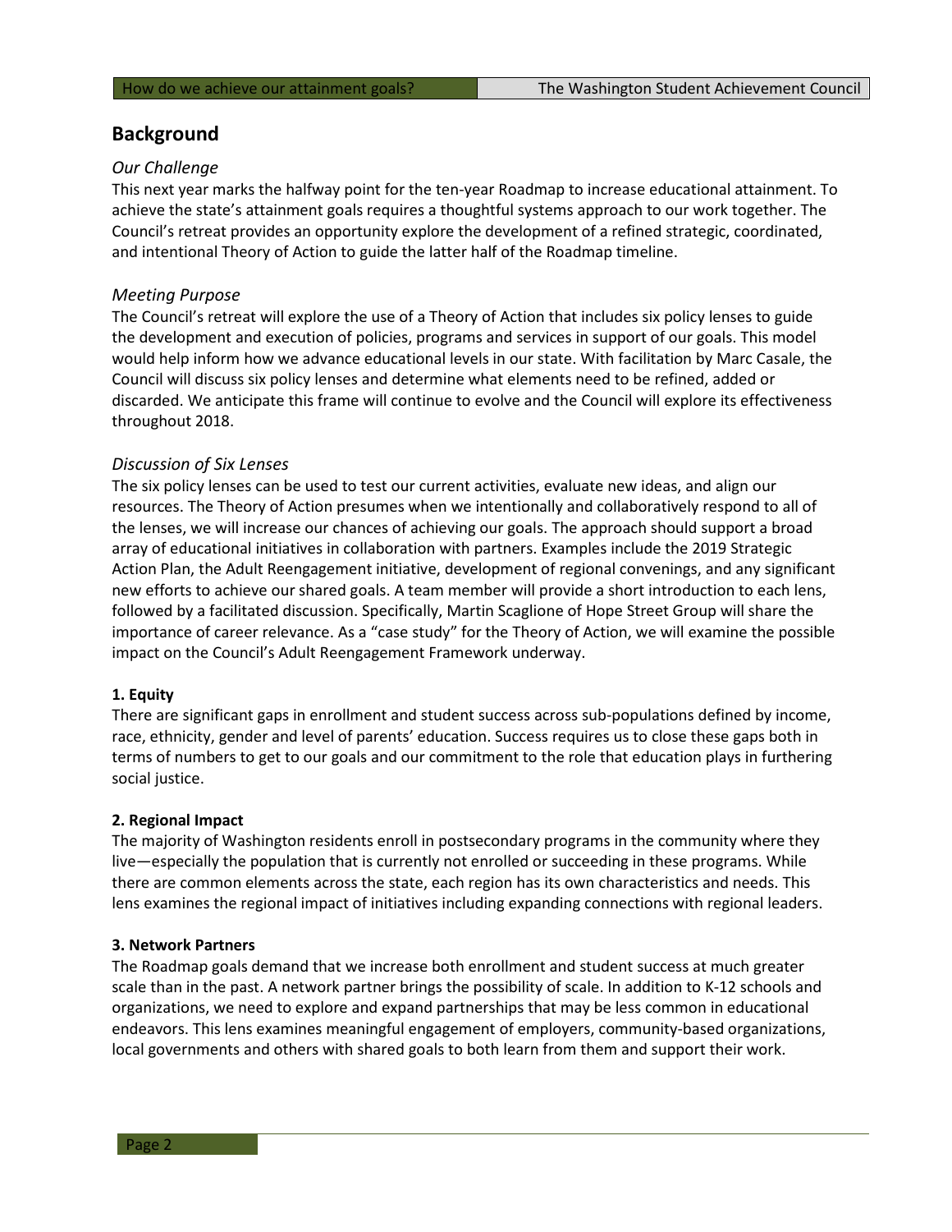## Background

*Our Challenge*

This next year marks the halfway point for the ten-year Roadmap to increase educational attainment. To achieve the state's attainment goals requires a thoughtful systems approach to our work together. The Council's retreat provides an opportunity explore the development of a refined strategic, coordinated, and intentional Theory of Action to guide the latter half of the Roadmap timeline.

*Meeting Purpose*

The Council's retreat will explore the use of a Theory of Action that includes six policy lenses to guide the development and execution of policies, programs and services in support of our goals. This model would help inform how we advance educational levels in our state. With facilitation by Marc Casale, the Council will discuss six policy lenses and determine what elements need to be refined, added or discarded. We anticipate this frame will continue to evolve and the Council will explore its effectiveness throughout 2018.

*Discussion of Six Lenses*

The six policy lenses can be used to test our current activities, evaluate new ideas, and align our resources. The Theory of Action presumes when we intentionally and collaboratively respond to all of the lenses, we will increase our chances of achieving our goals. The approach should support a broad array of educational initiatives in collaboration with partners. Examples include the 2019 Strategic Action Plan, the Adult Reengagement initiative, development of regional convenings, and any significant new efforts to achieve our shared goals. A team member will provide a short introduction to each lens, followed by a facilitated discussion. Specifically, Martin Scaglione of Hope Street Group will share the importance of career relevance. As a "case study" for the Theory of Action, we will examine the possible impact on the Council's Adult Reengagement Framework underway.

**1. Equity**

There are significant gaps in enrollment and student success across sub-populations defined by income, race, ethnicity, gender and level of parents' education. Success requires us to close these gaps both in terms of numbers to get to our goals and our commitment to the role that education plays in furthering social justice.

**2. Regional Impact**

The majority of Washington residents enroll in postsecondary programs in the community where they live—especially the population that is currently not enrolled or succeeding in these programs. While there are common elements across the state, each region has its own characteristics and needs. This lens examines the regional impact of initiatives including expanding connections with regional leaders.

**3. Network Partners**

The Roadmap goals demand that we increase both enrollment and student success at much greater scale than in the past. A network partner brings the possibility of scale. In addition to K-12 schools and organizations, we need to explore and expand partnerships that may be less common in educational endeavors. This lens examines meaningful engagement of employers, community-based organizations, local governments and others with shared goals to both learn from them and support their work.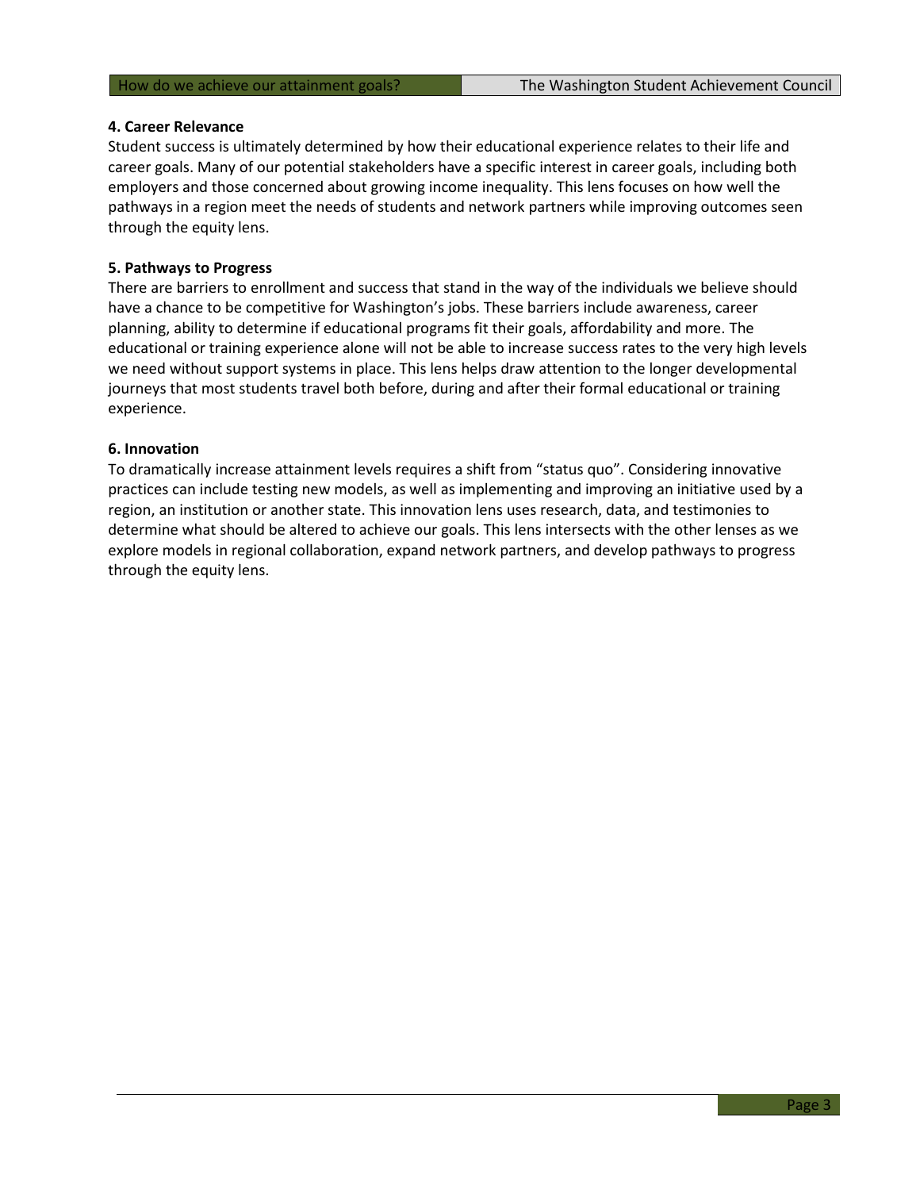**4. Career Relevance**

Student success is ultimately determined by how their educational experience relates to their life and career goals. Many of our potential stakeholders have a specific interest in career goals, including both employers and those concerned about growing income inequality. This lens focuses on how well the pathways in a region meet the needs of students and network partners while improving outcomes seen through the equity lens.

**5. Pathways to Progress**

There are barriers to enrollment and success that stand in the way of the individuals we believe should have a chance to be competitive for Washington's jobs. These barriers include awareness, career planning, ability to determine if educational programs fit their goals, affordability and more. The educational or training experience alone will not be able to increase success rates to the very high levels we need without support systems in place. This lens helps draw attention to the longer developmental journeys that most students travel both before, during and after their formal educational or training experience.

**6. Innovation**

To dramatically increase attainment levels requires a shift from "status quo". Considering innovative practices can include testing new models, as well as implementing and improving an initiative used by a region, an institution or another state. This innovation lens uses research, data, and testimonies to determine what should be altered to achieve our goals. This lens intersects with the other lenses as we explore models in regional collaboration, expand network partners, and develop pathways to progress through the equity lens.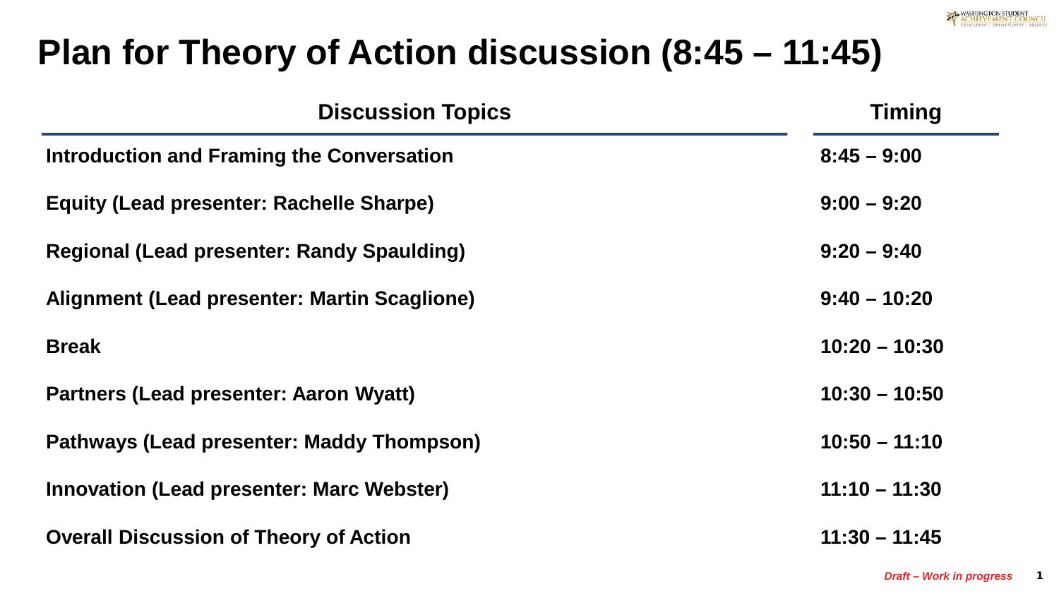# Plan for Theory of Action discussion (8:45 – 11:45)

| Discussion Topics | Timing |
|---|---|
| **Introduction and Framing the Conversation** | **8:45 – 9:00** |
| **Equity (Lead presenter: Rachelle Sharpe)** | **9:00 – 9:20** |
| **Regional (Lead presenter: Randy Spaulding)** | **9:20 – 9:40** |
| **Alignment (Lead presenter: Martin Scaglione)** | **9:40 – 10:20** |
| **Break** | **10:20 – 10:30** |
| **Partners (Lead presenter: Aaron Wyatt)** | **10:30 – 10:50** |
| **Pathways (Lead presenter: Maddy Thompson)** | **10:50 – 11:10** |
| **Innovation (Lead presenter: Marc Webster)** | **11:10 – 11:30** |
| **Overall Discussion of Theory of Action** | **11:30 – 11:45** |

*Draft – Work in progress*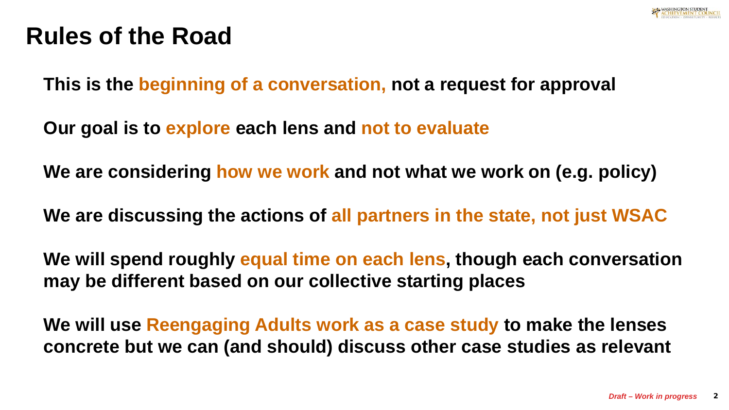# Rules of the Road

**This is the beginning of a conversation, not a request for approval**

**Our goal is to explore each lens and not to evaluate**

**We are considering how we work and not what we work on (e.g. policy)**

**We are discussing the actions of all partners in the state, not just WSAC**

**We will spend roughly equal time on each lens, though each conversation may be different based on our collective starting places**

**We will use Reengaging Adults work as a case study to make the lenses concrete but we can (and should) discuss other case studies as relevant**

*Draft – Work in progress*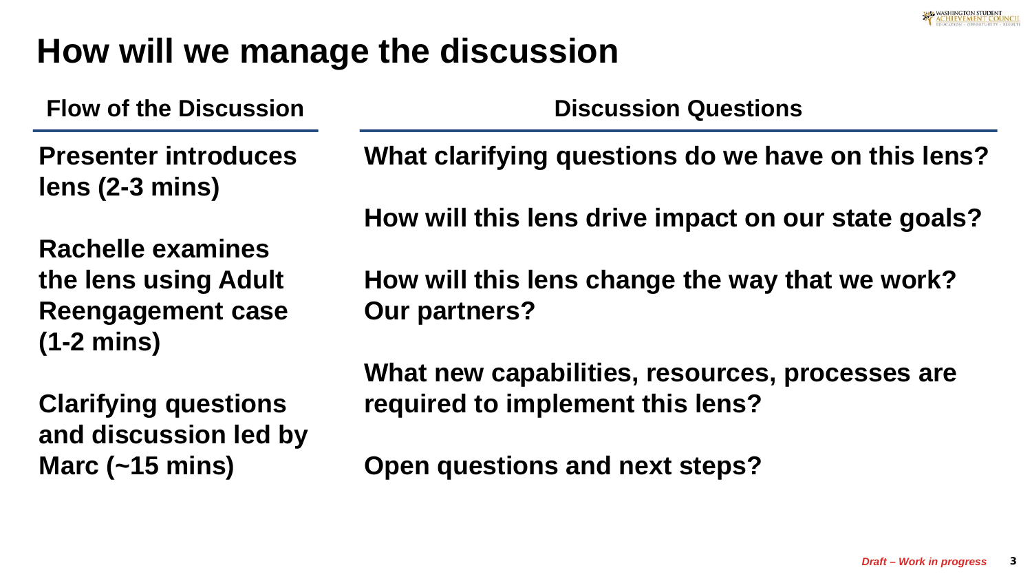# How will we manage the discussion

| Flow of the Discussion | Discussion Questions |
| --- | --- |
| **Presenter introduces lens (2-3 mins)** | **What clarifying questions do we have on this lens?** |
| **Rachelle examines the lens using Adult Reengagement case (1-2 mins)** | **How will this lens drive impact on our state goals?** |
| **Clarifying questions and discussion led by Marc (~15 mins)** | **How will this lens change the way that we work? Our partners?** |
| | **What new capabilities, resources, processes are required to implement this lens?** |
| | **Open questions and next steps?** |

*Draft – Work in progress*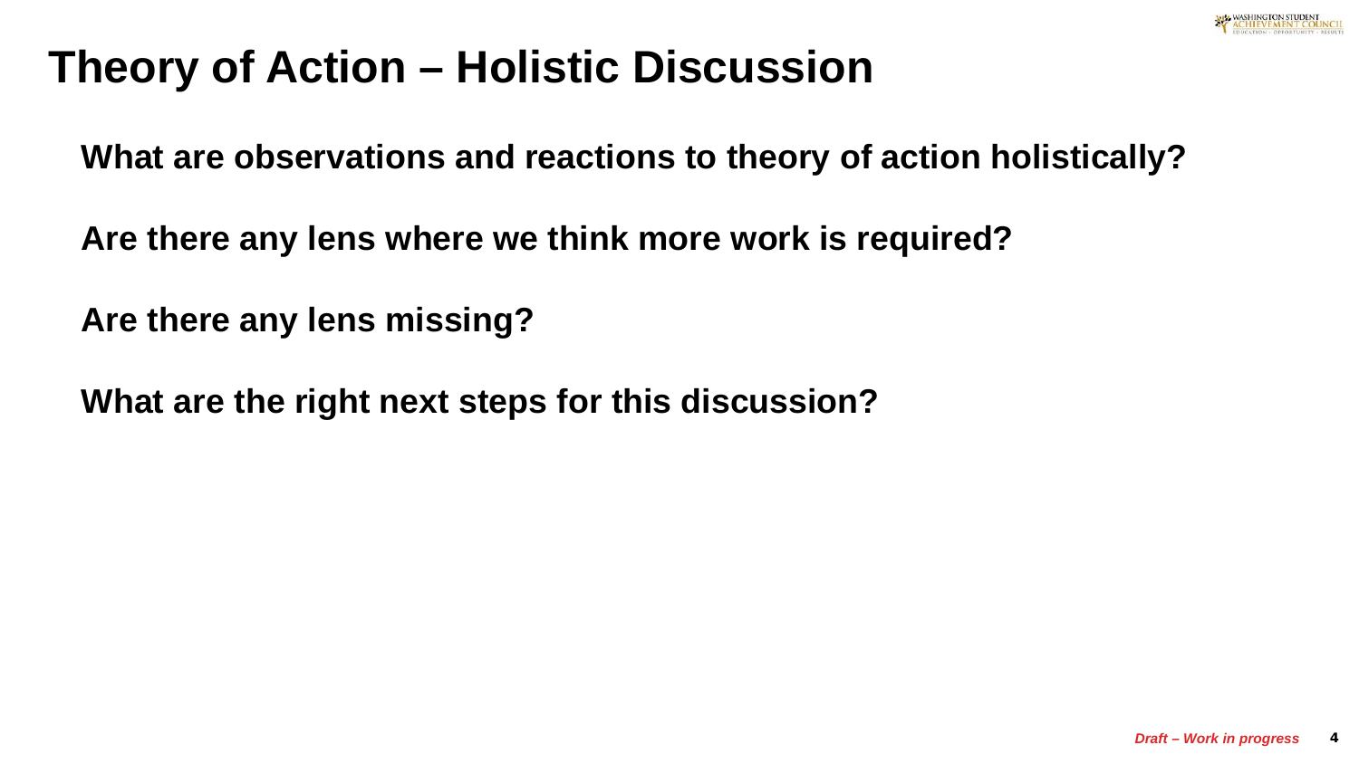# Theory of Action – Holistic Discussion

**What are observations and reactions to theory of action holistically?**

**Are there any lens where we think more work is required?**

**Are there any lens missing?**

**What are the right next steps for this discussion?**

*Draft – Work in progress*